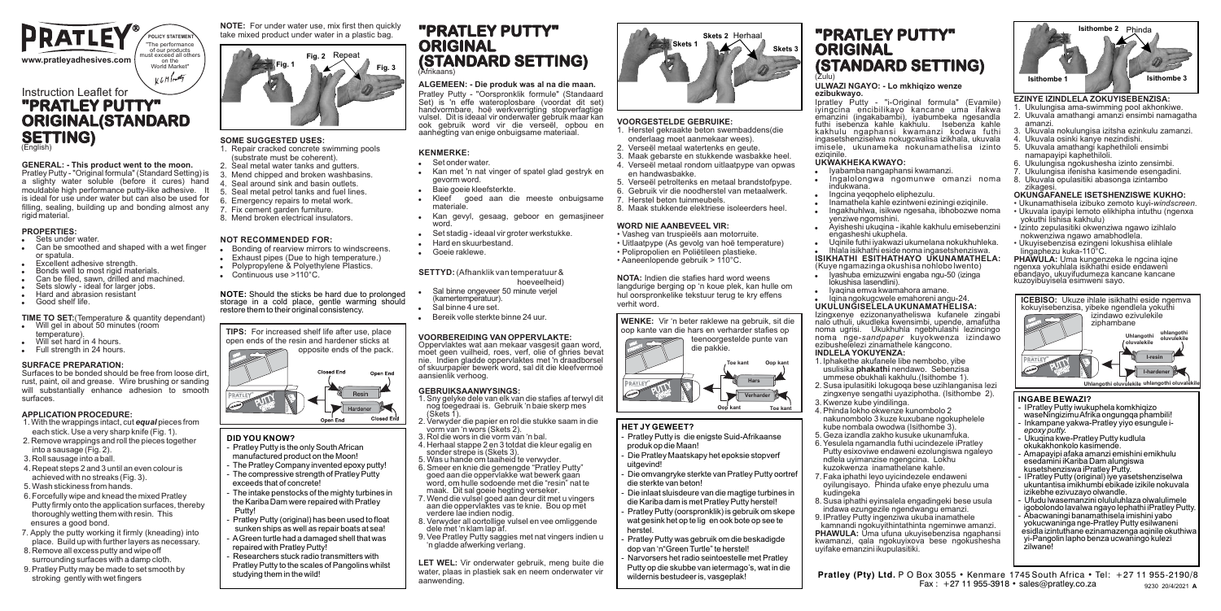# PRATLEY®

www.pratleyadhesives.com

POLICY STATEMENT
"The performance of our products must exceed all others on the World Market"

## Instruction Leaflet for "PRATLEY PUTTY" ORIGINAL(STANDARD SETTING)

(English)

**GENERAL: - This product went to the moon.**
Pratley Putty - "Original formula" (Standard Setting) is a slightly water soluble (before it cures) hand mouldable high performance putty-like adhesive. It is ideal for use under water but can also be used for filling, sealing, building up and bonding almost any rigid material.

**PROPERTIES:**
- Sets under water.
- Can be smoothed and shaped with a wet finger or spatula.
- Excellent adhesive strength.
- Bonds well to most rigid materials.
- Can be filed, sawn, drilled and machined.
- Sets slowly - ideal for larger jobs.
- Hard and abrasion resistant
- Good shelf life.

**TIME TO SET:**(Temperature & quantity dependant)
- Will gel in about 50 minutes (room temperature).
- Will set hard in 4 hours.
- Full strength in 24 hours.

**SURFACE PREPARATION:**
Surfaces to be bonded should be free from loose dirt, rust, paint, oil and grease. Wire brushing or sanding will substantially enhance adhesion to smooth surfaces.

**APPLICATION PROCEDURE:**
1. With the wrappings intact, cut ***equal*** pieces from each stick. Use a very sharp knife (Fig. 1).
2. Remove wrappings and roll the pieces together into a sausage (Fig. 2).
3. Roll sausage into a ball.
4. Repeat steps 2 and 3 until an even colour is achieved with no streaks (Fig. 3).
5. Wash stickiness from hands.
6. Forcefully wipe and knead the mixed Pratley Putty firmly onto the application surfaces, thereby thoroughly wetting them with resin. This ensures a good bond.
7. Apply the putty working it firmly (kneading) into place. Build up with further layers as necessary.
8. Remove all excess putty and wipe off surrounding surfaces with a damp cloth.
9. Pratley Putty may be made to set smooth by stroking gently with wet fingers

**NOTE:** For under water use, mix first then quickly take mixed product under water in a plastic bag.

Fig. 1 — Fig. 2 Repeat — Fig. 3

**SOME SUGGESTED USES:**
1. Repair cracked concrete swimming pools (substrate must be coherent).
2. Seal metal water tanks and gutters.
3. Mend chipped and broken washbasins.
4. Seal around sink and basin outlets.
5. Seal metal petrol tanks and fuel lines.
6. Emergency repairs to metal work.
7. Fix cement garden furniture.
8. Mend broken electrical insulators.

**NOT RECOMMENDED FOR:**
- Bonding of rearview mirrors to windscreens.
- Exhaust pipes (Due to high temperature.)
- Polypropylene & Polyethylene Plastics.
- Continuous use >110°C.

**NOTE:** Should the sticks be hard due to prolonged storage in a cold place, gentle warming should restore them to their original consistency.

**TIPS:** For increased shelf life after use, place open ends of the resin and hardener sticks at opposite ends of the pack.

Closed End — Open End — Resin — Hardener — Open End — Closed End

**DID YOU KNOW?**
- Pratley Putty is the only South African manufactured product on the Moon!
- The Pratley Company invented epoxy putty!
- The compressive strength of Pratley Putty exceeds that of concrete!
- The intake penstocks of the mighty turbines in the Kariba Dam were repaired with Pratley Putty!
- Pratley Putty (original) has been used to float sunken ships as well as repair boats at sea!
- A Green turtle had a damaged shell that was repaired with Pratley Putty!
- Researchers stuck radio transmitters with Pratley Putty to the scales of Pangolins whilst studying them in the wild!

## "PRATLEY PUTTY" ORIGINAL (STANDARD SETTING)

(Afrikaans)

**ALGEMEEN: - Die produk was al na die maan.**
Pratley Putty - "Oorspronklik formule" (Standaard Set) is 'n effe wateroplosbare (voordat dit set) handvormbare, hoë werkverigting stopverfagtige vulsel. Dit is ideaal vir onderwater gebruik maar kan ook gebruik word vir die verseël, opbou en aanhegting van enige onbuigsame materiaal.

**KENMERKE:**
- Set onder water.
- Kan met 'n nat vinger of spatel glad gestryk en gevorm word.
- Baie goeie kleefsterkte.
- Kleef goed aan die meeste onbuigsame materiale.
- Kan gevyl, gesaag, geboor en gemasjineer word.
- Set stadig - ideaal vir groter werkstukke.
- Hard en skuurbestand.
- Goeie raklewe.

**SETTYD:** (Afhanklik van temperatuur & hoeveelheid)
- Sal binne ongeveer 50 minute verjel (kamertemperatuur).
- Sal binne 4 ure set.
- Bereik volle sterkte binne 24 uur.

**VOORBEREIDING VAN OPPERVLAKTE:**
Oppervlaktes wat aan mekaar vasgesit gaan word, moet geen vulheid, roes, verf, olie of ghries bevat nie. Indien gladde oppervlaktes met 'n draadborsel of skuurpapier bewerk word, sal dit die kleefvermoë aansienlik verhoog.

**GEBRUIKSAANWYSINGS:**
1. Sny gelyke dele van elk van die stafies af terwyl dit nog toegedraai is. Gebruik 'n baie skerp mes (Skets 1).
2. Verwyder die papier en rol die stukke saam in die vorm van 'n wors (Skets 2).
3. Rol die wors in die vorm van 'n bal.
4. Herhaal stappe 2 en 3 totdat die kleur egalig en sonder strepe is (Skets 3).
5. Was u hande om taaiheid te verwyder.
6. Smeer en knie die gemengde "Pratley Putty" goed aan die oppervlakte wat bewerk gaan word, om hulle sodoende met die "resin" nat te maak. Dit sal goeie hegting verseker.
7. Wend die vulsel goed aan deur dit met u vingers aan die oppervlaktes vas te knie. Bou op met verdere lae indien nodig.
8. Verwyder all oortollige vulsel en vee omliggende dele met 'n klam lap af.
9. Vee Pratley Putty saggies met nat vingers indien u 'n gladde afwerking verlang.

**LET WEL:** Vir onderwater gebruik, meng buite die water, plaas in plastiek sak en neem onderwater vir aanwending.

Skets 1 — Skets 2 Herhaal — Skets 3

**VOORGESTELDE GEBRUIKE:**
1. Herstel gekraakte beton swembaddens(die onderlaag moet aanmekaar wees).
2. Verseël metaal watertenks en geute.
3. Maak gebarste en stukkende wasbakke heel.
4. Verseël metaal rondom uitlaatpype van opwas en handwasbakke.
5. Verseël petroltenks en metaal brandstofpype.
6. Gebruik vir die noodherstel van metaalwerk.
7. Herstel beton tuinmeubels.
8. Maak stukkende elektriese isoleerders heel.

**WORD NIE AANBEVEEL VIR:**
- Vasheg van truspieëls aan motorruite.
- Uitlaatpype (As gevolg van hoë temperature)
- Polipropoleen en Poliëtileen plastieke.
- Aaneenlopende gebruik > 110°C.

**NOTA:** Indien die stafies hard word weens langdurige berging op 'n koue plek, kan hulle om hul oorspronklike tekstuur terug te kry effens verhit word.

**WENKE:** Vir 'n beter raklewe na gebruik, sit die oop kante van die hars en verharder stafies op teenoorgestelde punte van die pakkie.

Toe kant — Oop kant — Hars — Verharder — Oop kant — Toe kant

**HET JY GEWEET?**
- Pratley Putty is die enigste Suid-Afrikaanse produk op die Maan!
- Die Pratley Maatskapy het epoksie stopverf uitgevind!
- Die omvangryke sterkte van Pratley Putty oortref die sterkte van beton!
- Die inlaat sluisdeure van die magtige turbines in die Kariba dam is met Pratley Putty herstel!
- Pratley Putty (oorspronklik) is gebruik om skepe wat gesink het op te lig en ook bote op see te herstel.
- Pratley Putty was gebruik om die beskadigde dop van 'n"Green Turtle" te herstel!
- Narvorsers het radio seintoestelle met Pratley Putty op die skubbe van ietermago's, wat in die wildernis bestudeer is, vasgeplak!

## "PRATLEY PUTTY" ORIGINAL (STANDARD SETTING)

(Zulu)

**ULWAZI NGAYO: - Lo mkhiqizo wenze ezibukwayo.**
Ipratley Putty - "i-Original formula" (Evamile) iyingcina encibilikayo kancane uma ifakwa emanzini (ingakabambi), iyabumbeka ngesandla futhi isebenza kahle kakhulu. Isebenza kahle kakhulu ngaphansi kwamanzi kodwa futhi ingasetshenziselwa nokugcwalisa izikhala, ukuvala imisele, ukunameka nokunamathelisa izinto eziqinile.

**UKWAKHEKA KWAYO:**
- Iyabamba ngaphansi kwamanzi.
- Ingalolongwa ngomunwe omanzi noma indukwana.
- Ingcina yeqophelo eliphezulu.
- Inamathela kahle ezintweni eziningi eziqinile.
- Ingakhuhlwa, isikwe ngesaha, ibhobozwe noma yenziwe ngomshini.
- Ayisheshi ukugina - ikahle kakhulu emisebenzini engasheshi ukuphela.
- Uqinile futhi iyakwazi ukumelana nokukhuhleka.
- Ihlala isikhathi eside noma ingasetshenziswa.

**ISIKHATHI ESITHATHAYO UKUNAMATHELA:**
(Kuye ngamazinga okushisa nohlobo lwento)
- Iyashuba emizuzwini engaba ngu-50 (izinga lokushisa lasendlini).
- Iyaqina emva kwamahora amane.
- Iqina ngokugcwele emahoreni angu-24.

**UKULUNGISELELA UKUNAMATHELISA:**
Izingxenye ezizonanyatheliswa kufanele zingabi nalo uthuli, ukudleka kwensimbi, upende, amafutha noma ugrisi. Ukukhuhla ngebhulashi lezincingo noma nge-*sandpaper* kuyokwenza izindawo ezibushelelezi zinamathele kangcono.

**INDLELA YOKUYENZA:**
1. Iphakethe akufanele libe nembobo, yibe usulisika **phakathi** nendawo. Sebenzisa ummese obukhali kakhulu.(Isithombe 1).
2. Susa ipulasitiki lokugoqa bese uzihlanganisa lezi zingxenye sengathi uyaziphotha. (Isithombe 2).
3. Kwenze kube yindilinga.
4. Phinda lokho okwenze kunombolo 2 nakunombolo 3 kuze kuxubane ngokuphelele kube nombala owodwa (Isithombe 3).
5. Geza izandla zakho kusuke ukunamfuka.
6. Yesulela ngamandla futhi ucindezele iPratley Putty esixovise endaweni ezolungiswa ngaleyo ndlela uyimanzise ngengcina. Lokhu kuzokwenza inamathelane kahle.
7. Faka iphathi leyo uyicindezele endaweni oyilungisayo. Phinda ufake enye phezulu uma kudingeka
8. Susa iphathi eyinsalela engadingeki bese usula indawa ezungezile ngendwangu emanzi.
9. IPratley Putty ingenziwa ukuba inamathele kamnandi ngokuyithintathinta ngeminwe amanzi.

**PHAWULA:** Uma ufuna ukuyisebenzisa ngaphansi kwamanzi, qala ngokuyixova bese ngokushesha uyifake emanzini ikupulasitiki.

Isithombe 1 — Isithombe 2 Phinda — Isithombe 3

**EZINYE IZINDLELA ZOKUYISEBENZISA:**
1. Ukulungisa ama-swimming pool akhonkiwe.
2. Ukuvala amathangi amanzi ensimbi namagatha amanzi.
3. Ukuvala nokulungisa izitsha ezinkulu zamanzi.
4. Ukuvala osinki kanye nezindishi.
5. Ukuvala amathangi kaphethiloli ensimbi namapayipi kaphethiloli.
6. Ukulungisa ngokushesha izinto zensimbi.
7. Ukulungisa ifenisha kasimende esengadini.
8. Ukulungisa opulasitiki abasonga izintambo zikagesi.

**OKUNGAFANELE ISETSHENZISWE KUKHO:**
- Ukunamathisela izibuko zemoto kuyi-*windscreen*.
- Ukuvala ipayipi lemoto elikhipha intuthu (ngenxa yokuthi lishisa kakhulu)
- Izinto zepulasitiki okwenziwa ngawo izihlalo nokwenziwa ngawo amabhodlela.
- Ukuyisebenzisa ezingeni lokushisa elihlale lingaphezu kuka-110°C.

**PHAWULA:** Uma kungenzeka le ngcina iqine ngenxa yokuhlala isikhathi eside endaweni ebandayo, ukuyifudumeza kancane kancane kuzoyibuyisela esimweni sayo.

**ICEBISO:** Ukuze ihlale isikhathi eside ngemva kokuyisebenzisa, yibeke ngendlela yokuthi izindawo ezivulekile ziphambane

Uhlangothi oluvalekile — uhlangothi oluvulekile — I-resin — I-hardener — Uhlangothi oluvulekile — uhlangothi oluvalekile

**INGABE BEWAZI?**
- IPratley Putty iwukuphela komkhiqizo waseNingizimu Afrika ongungqa phambili!
- Inkampane yakwa-Pratley yiyo esungule i-*epoxy putty*.
- Ukuqina kwe-Pratley Putty kudlula okukakhonkolo kasimende.
- Amapayipi afaka amanzi emishini emikhulu esedamini iKariba Dam alungiswa kusetshenziswa iPratley Putty.
- IPratley Putty (original) iye yasetshenziselwa ukuntantisa imikhumbi ebikade izikile nokuvala izikebhe ezivuzayo olwandle.
- Ufudu lwasemanzini oluluhlaza olwalulimele igobolondo lavalwa ngayo lephathi iPratley Putty.
- Abacwaningi banamathisela imishini yabo yokucwaninga nge-Pratley Putty esilwaneni esidla izintuthane ezinamazenga aqinile okuthiwa yi-Pangolin lapho benza ucwaningo kulezi zilwane!

**Pratley (Pty) Ltd.** P O Box 3055 • Kenmare 1745 South Africa • Tel: +27 11 955-2190/8
Fax : +27 11 955-3918 • sales@pratley.co.za

9230 20/4/2021 A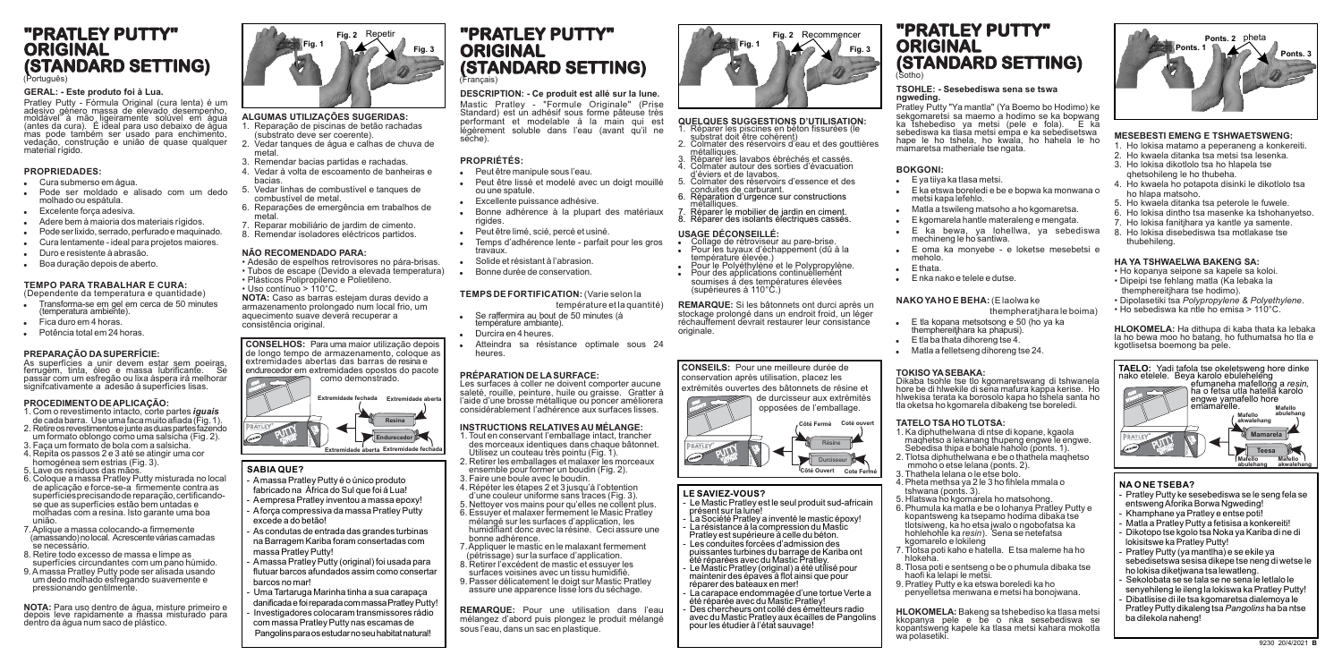# "PRATLEY PUTTY" ORIGINAL (STANDARD SETTING)

(Português)

**GERAL: - Este produto foi à Lua.**

Pratley Putty - Fórmula Original (cura lenta) é um adesivo género massa de elevado desempenho, moldável à mão ligeiramente solúvel em água (antes da cura). É ideal para uso debaixo de água mas pode também ser usado para enchimento, vedação, construção e união de quase qualquer material rígido.

## PROPRIEDADES:

- Cura submerso em água.
- Pode ser moldado e alisado com um dedo molhado ou espátula.
- Excelente força adesiva.
- Adere bem à maioria dos materiais rígidos.
- Pode ser lixido, serrado, perfurado e maquinado.
- Cura lentamente - ideal para projetos maiores.
- Duro e resistente à abrasão.
- Boa duração depois de aberto.

## TEMPO PARA TRABALHAR E CURA:

(Dependente da temperatura e quantidade)

- Transforma-se em gel em cerca de 50 minutes (temperatura ambiente).
- Fica duro em 4 horas.
- Potência total em 24 horas.

## PREPARAÇÃO DA SUPERFÍCIE:

As superfícies a unir devem estar sem poeiras, ferrugem, tinta, óleo e massa lubrificante. Se passar com um esfregão ou lixa áspera irá melhorar signifcativamente a adesão à superfícies lisas.

## PROCEDIMENTO DE APLICAÇÃO:

1. Com o revestimento intacto, corte partes *iguais* de cada barra. Use uma faca muito afiada (Fig. 1).
2. Retire os revestimentos e junte as duas partes fazendo um formato oblongo como uma salsicha (Fig. 2).
3. Faça um formato de bola com a salsicha.
4. Repita os passos 2 e 3 até se atingir uma cor homogénea sem estrias (Fig. 3).
5. Lave os resíduos das mãos.
6. Coloque a massa Pratley Putty misturada no local de aplicação e force-se-a firmemente contra as superfícies precisando de reparação, certificando-se que as superfícies estão bem untadas e molhadas com a resina. Isto garante uma boa união.
7. Aplique a massa colocando-a firmemente (amassando) no local. Acrescente várias camadas se necessário.
8. Retire todo excesso de massa e limpe as superfícies circundantes com um pano húmido.
9. A massa Pratley Putty pode ser alisada usando um dedo molhado esfregando suavemente e pressionando gentilmente.

**NOTA:** Para uso dentro de água, misturar primeiro e depois leve rapidamente a massa misturado para dentro da água num saco de plástico.

Fig. 1 Fig. 2 Repetir Fig. 3

## ALGUMAS UTILIZAÇÕES SUGERIDAS:

1. Reparação de piscinas de betão rachadas (substrato deve ser coerente).
2. Vedar tanques de água e calhas de chuva de metal.
3. Remendar bacias partidas e rachadas.
4. Vedar à volta de escoamento de banheiras e bacias.
5. Vedar linhas de combustível e tanques de combustível de metal.
6. Reparações de emergência em trabalhos de metal.
7. Reparar mobiliário de jardim de cimento.
8. Remendar isoladores eléctricos partidos.

## NÃO RECOMENDADO PARA:

- Adesão de espelhos retrovisores no pára-brisas.
- Tubos de escape (Devido a elevada temperatura)
- Plásticos Polipropileno e Polietileno.
- Uso contínuo > 110°C.

**NOTA:** Caso as barras estejam duras devido a armazenamento prolongado num local frio, um aquecimento suave deverá recuperar a consistência original.

**CONSELHOS:** Para uma maior utilização depois de longo tempo de armazenamento, coloque as extremidades abertas das barras de resina e endurecedor em extremidades opostos do pacote como demonstrado.

Extremidade fechada Extremidade aberta Resina Endurecedor Extremidade aberta Extremidade fechada

## SABIA QUE?

- A massa Pratley Putty é o único produto fabricado na África do Sul que foi à Lua!
- A empresa Pratley inventou a massa epoxy!
- A força compressiva da massa Pratley Putty excede a do betão!
- As condutas de entrada das grandes turbinas na Barragem Kariba foram consertadas com massa Pratley Putty!
- A massa Pratley Putty (original) foi usada para flutuar barcos afundados assim como consertar barcos no mar!
- Uma Tartaruga Marinha tinha a sua carapaça danificada e foi reparada com massa Pratley Putty!
- Investigadores colocaram transmissores rádio com massa Pratley Putty nas escamas de Pangolins para os estudar no seu habitat natural!

# "PRATLEY PUTTY" ORIGINAL (STANDARD SETTING)

(Français)

**DESCRIPTION: - Ce produit est allé sur la lune.**

Mastic Pratley - "Formule Originale" (Prise Standard) est un adhésif sous forme pâteuse très performant et modelable à la main qui est légèrement soluble dans l'eau (avant qu'il ne sèche).

## PROPRIÉTÉS:

- Peut être manipule sous l'eau.
- Peut être lissé et modelé avec un doigt mouillé ou une spatule.
- Excellente puissance adhésive.
- Bonne adhérence à la plupart des matériaux rigides.
- Peut être limé, scié, percé et usiné.
- Temps d'adhérence lente - parfait pour les gros travaux.
- Solide et résistant à l'abrasion.
- Bonne durée de conservation.

## TEMPS DE FORTIFICATION: (Varie selon la température et la quantité)

- Se raffermira au bout de 50 minutes (à température ambiante).
- Durcira en 4 heures.
- Atteindra sa résistance optimale sous 24 heures.

## PRÉPARATION DE LA SURFACE:

Les surfaces à coller ne doivent comporter aucune saleté, rouille, peinture, huile ou graisse. Gratter à l'aide d'une brosse métallique ou poncer améliorera considérablement l'adhérence aux surfaces lisses.

## INSTRUCTIONS RELATIVES AU MÉLANGE:

1. Tout en conservant l'emballage intact, trancher des morceaux identiques dans chaque bâtonnet. Utilisez un couteau très pointu (Fig. 1).
2. Retirer les emballages et malaxer les morceaux ensemble pour former un boudin (Fig. 2).
3. Faire une boule avec le boudin.
4. Répéter les étapes 2 et 3 jusqu'à l'obtention d'une couleur uniforme sans traces (Fig. 3).
5. Nettoyer vos mains pour qu'elles ne collent plus.
6. Essuyer et malaxer fermement le Masic Pratley mélangé sur les surfaces d'application, les humidifiant donc avec la résine. Ceci assure une bonne adhérence.
7. Appliquer le mastic en le malaxant fermement (pétrissage) sur la surface d'application.
8. Retirer l'excédent de mastic et essuyer les surfaces voisines avec un tissu humidifié.
9. Passer délicatement le doigt sur Mastic Pratley assure une apparence lisse lors du séchage.

**REMARQUE:** Pour une utilisation dans l'eau mélangez d'abord puis plongez le produit mélangé sous l'eau, dans un sac en plastique.

Fig. 1 Fig. 2 Recommencer Fig. 3

## QUELQUES SUGGESTIONS D'UTILISATION:

1. Réparer les piscines en béton fissurées (le substrat doit être cohérent)
2. Colmater des réservoirs d'eau et des gouttières métalliques.
3. Réparer les lavabos ébréchés et cassés.
4. Colmater autour des sorties d'évacuation d'éviers et de lavabos.
5. Colmater des réservoirs d'essence et des conduites de carburant.
6. Réparation d'urgence sur constructions métalliques.
7. Réparer le mobilier de jardin en ciment.
8. Réparer des isolants électriques cassés.

## USAGE DÉCONSEILLÉ:

- Collage de rétroviseur au pare-brise.
- Pour les tuyaux d'échappement (dû à la température élevée.)
- Pour le Polyéthylène et le Polypropylène.
- Pour des applications continuellement soumises à des températures élevées (supérieures à 110°C.)

**REMARQUE:** Si les bâtonnets ont durci après un stockage prolongé dans un endroit froid, un léger réchauffement devrait restaurer leur consistance originale.

**CONSEILS:** Pour une meilleure durée de conservation après utilisation, placez les extrémités ouvertes des bâtonnets de résine et de durcisseur aux extrémités opposées de l'emballage.

Côté Fermé Côté ouvert Résine Durcisseur Côté Ouvert Cote Fermé

## LE SAVIEZ-VOUS?

- Le Mastic Pratley est le seul produit sud-africain présent sur la lune!
- La Société Pratley a inventé le mastic époxy!
- La résistance à la compression du Mastic Pratley est supérieure à celle du béton.
- Les conduites forcées d'admission des puissantes turbines du barrage de Kariba ont été réparées avec du Mastic Pratley.
- Le Mastic Pratley (original) a été utilisé pour maintenir des épaves à flot ainsi que pour réparer des bateaux en mer!
- La carapace endommagée d'une tortue Verte a été réparée avec du Mastic Pratley!
- Des chercheurs ont collé des émetteurs radio avec du Mastic Pratley aux écailles de Pangolins pour les étudier à l'état sauvage!

# "PRATLEY PUTTY" ORIGINAL (STANDARD SETTING)

(Sotho)

**TSOHLE: - Sesebediswa sena se tswa ngweding.**

Pratley Putty "Ya mantla" (Ya Boemo bo Hodimo) ke sekgomaretsi sa maemo a hodimo se ka bopwang ka tshebediso ya metsi (pele e fola). E ka sebediswa ka tlasa metsi empa e ka sebedisetswa hape le ho tshela, ho kwala, ho hahela le ho mamaretsa matheriale tse ngata.

## BOKGONI:

- E ya tiiya ka tlasa metsi.
- E ka etswa boreledi e be e bopwa ka monwana o metsi kapa lehelo.
- Matla a tswileng matsoho a ho kgomaretsa.
- E kgomarela hantle materaleng e mengata.
- E ka bewa, ya lohellwa, ya sebediswa mechineng le ho santiwa.
- E oma ka monyebe - e loketse mesebetsi e meholo.
- E thata.
- E nka nako e telele e dutse.

## NAKO YA HO E BEHA: (E laolwa ke themperatjhara le boima)

- E tla kopana metsotsong e 50 (ho ya ka themphereitjhara ka phapusi).
- E tla ba thata dihoreng tse 4.
- Matla a felletseng dihoreng tse 24.

## TOKISO YA SEBAKA:

Dikaba tsohle tse tlo kgomaretswang di tshwanela hore be di hlwekile di sena mafura kappa kerise. Ho hlwekisa terata ka borosolo kapa ho tshela santa ho tla oketsa ho kgomarela dibakeng tse boreledi.

## TATELO TSA HO TLOTSA:

1. Ka diphuthelwana di ntse di kopane, kgaola maqhetso a lekanang thupeng engwe le engwe. Sebedisa thipa e bohale haholo (ponts. 1).
2. Tlotsa diphuthelwana e be o thathela maqhetso mmoho o etse lelana (ponts. 2).
3. Thathela lelana o le etse bolo.
4. Pheta methsa ya 2 le 3 ho fihlela mmala o tshwana (ponts. 3).
5. Hlatswa ho kgomarela ho matsohong.
6. Phumula ka matla e be o lohanya Pratley Putty e kopantsweng ka tsepamo hodima dibaka tse tloliseng, ka ho etsa jwalo o ngobofatsa ka hohlehohle ka *resin*). Sena se netefatsa kgomarelo e lokileng
7. Tlotsa poti kaho e hatella. E tsa maleme ha ho hlokeha.
8. Tlosa poti e sentseng o be o phumula dibaka tse haofi ka lelapi le metsi.
9. Pratley Putty e ka etswa boreledi ka ho penyelletsa menwana e metsi ha bonojwana.

**HLOKOMELA:** Bakeng sa tshebediso ka tlasa metsi kkopanya pele e be o nka sesebediswa se kopantsweng kapele ka tlasa metsi kahara mokotla wa polasetiki.

Ponts. 1 Ponts. 2 pheta Ponts. 3

## MESEBETSI EMENG E TSHWAETSWENG:

1. Ho lokisa matamo a peperaneng a konkereiti.
2. Ho kwaela ditanka tsa metsi tsa lesenka.
3. Ho lokisa dikotlolo tsa ho hlapela tse ghetsohileng le ho thubeha.
4. Ho kwaela ho potapota disinki le dikotlolo tsa ho hlapa matsoho.
5. Ho kwaela ditanka tsa peterole le fuwele.
6. Ho lokisa dintho tsa masenke ka tshohanyetso.
7. Ho lokisa fanitjhara ya kantle ya samente.
8. Ho lokisa disebediswa tsa motlakase tse thubehileng.

## HA YA TSHWAELWA BAKENG SA:

- Ho kopanya seipone sa kapele sa koloi.
- Dipeipi tse fehlang matla (Ka lebaka la themphereitjhara tse hodimo).
- Dipolasetiki tsa *Polypropylene & Polyethylene*.
- Ho sebediswa ka ntle ho emisa > 110°C.

**HLOKOMELA:** Ha dithupa di kaba thata ka lebaka la ho bewa moo ho batang, ho futhumatsa ho tla e kgotlisetsa boemong ba pele.

**TAELO:** Yadi tafola tse okeletsweng hore dinke nako etelele. Beya karolo ebulehelang efumaneha mafellong a *resin*, ha o fetsa utla hatella karolo engwe yamafelo hore emamarele.

Mafello akwalehang Mafello abulehang Mamarela Teesa Mafello abulehang Mafello akwalehang

## NA O NE TSEBA?

- Pratley Putty ke sesebediswa se le seng fela se entsweng Afrika Borwa Ngweding!
- Khamphane ya Pratley e entse poti!
- Matla a Pratley Putty a fetisisa a konkereiti!
- Dikotopo tse kgolo tsa Noka ya Kariba di ne di lokisitswe ka Pratley Putty!
- Pratley Putty (ya mantlha) e se ekile ya sebedisetswa sesisa dikepe tse neng di wetse le ho lokisa diketjwana tsa lewatleng.
- Sekolobata se se tala se ne sena le letlalo le senyehileng le ileng la lokiswa ka Pratley Putty!
- Dibatlisise di ile tsa kgomaretsa dialemoya le Pratley Putty dikaleng tsa *Pangolins* ha ba ntse ba dilekola naheng!

9230 20/4/2021 **B**